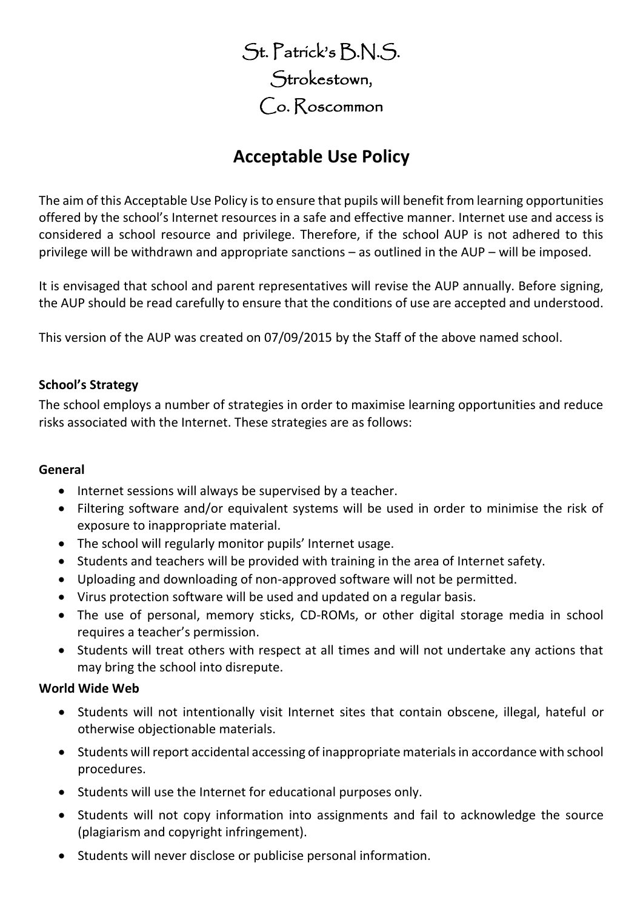# St. Patrick's B.N.S.
# Strokestown,
# Co. Roscommon

## Acceptable Use Policy

The aim of this Acceptable Use Policy is to ensure that pupils will benefit from learning opportunities offered by the school's Internet resources in a safe and effective manner. Internet use and access is considered a school resource and privilege. Therefore, if the school AUP is not adhered to this privilege will be withdrawn and appropriate sanctions – as outlined in the AUP – will be imposed.

It is envisaged that school and parent representatives will revise the AUP annually. Before signing, the AUP should be read carefully to ensure that the conditions of use are accepted and understood.

This version of the AUP was created on 07/09/2015 by the Staff of the above named school.

**School's Strategy**

The school employs a number of strategies in order to maximise learning opportunities and reduce risks associated with the Internet. These strategies are as follows:

**General**

- Internet sessions will always be supervised by a teacher.
- Filtering software and/or equivalent systems will be used in order to minimise the risk of exposure to inappropriate material.
- The school will regularly monitor pupils' Internet usage.
- Students and teachers will be provided with training in the area of Internet safety.
- Uploading and downloading of non-approved software will not be permitted.
- Virus protection software will be used and updated on a regular basis.
- The use of personal, memory sticks, CD-ROMs, or other digital storage media in school requires a teacher's permission.
- Students will treat others with respect at all times and will not undertake any actions that may bring the school into disrepute.

**World Wide Web**

- Students will not intentionally visit Internet sites that contain obscene, illegal, hateful or otherwise objectionable materials.
- Students will report accidental accessing of inappropriate materials in accordance with school procedures.
- Students will use the Internet for educational purposes only.
- Students will not copy information into assignments and fail to acknowledge the source (plagiarism and copyright infringement).
- Students will never disclose or publicise personal information.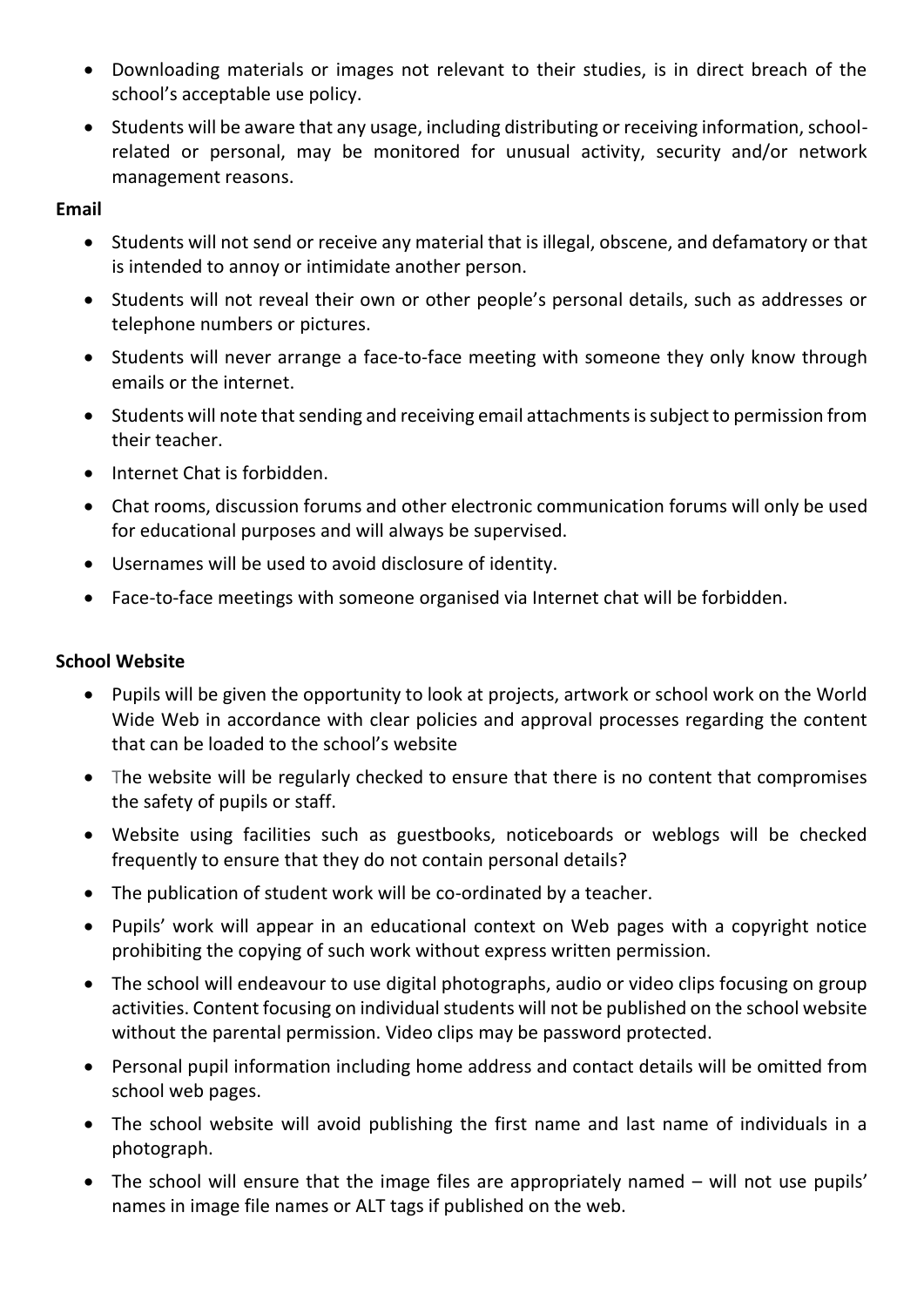- Downloading materials or images not relevant to their studies, is in direct breach of the school's acceptable use policy.
- Students will be aware that any usage, including distributing or receiving information, school-related or personal, may be monitored for unusual activity, security and/or network management reasons.

**Email**

- Students will not send or receive any material that is illegal, obscene, and defamatory or that is intended to annoy or intimidate another person.
- Students will not reveal their own or other people's personal details, such as addresses or telephone numbers or pictures.
- Students will never arrange a face-to-face meeting with someone they only know through emails or the internet.
- Students will note that sending and receiving email attachments is subject to permission from their teacher.
- Internet Chat is forbidden.
- Chat rooms, discussion forums and other electronic communication forums will only be used for educational purposes and will always be supervised.
- Usernames will be used to avoid disclosure of identity.
- Face-to-face meetings with someone organised via Internet chat will be forbidden.

**School Website**

- Pupils will be given the opportunity to look at projects, artwork or school work on the World Wide Web in accordance with clear policies and approval processes regarding the content that can be loaded to the school's website
- The website will be regularly checked to ensure that there is no content that compromises the safety of pupils or staff.
- Website using facilities such as guestbooks, noticeboards or weblogs will be checked frequently to ensure that they do not contain personal details?
- The publication of student work will be co-ordinated by a teacher.
- Pupils' work will appear in an educational context on Web pages with a copyright notice prohibiting the copying of such work without express written permission.
- The school will endeavour to use digital photographs, audio or video clips focusing on group activities. Content focusing on individual students will not be published on the school website without the parental permission. Video clips may be password protected.
- Personal pupil information including home address and contact details will be omitted from school web pages.
- The school website will avoid publishing the first name and last name of individuals in a photograph.
- The school will ensure that the image files are appropriately named – will not use pupils' names in image file names or ALT tags if published on the web.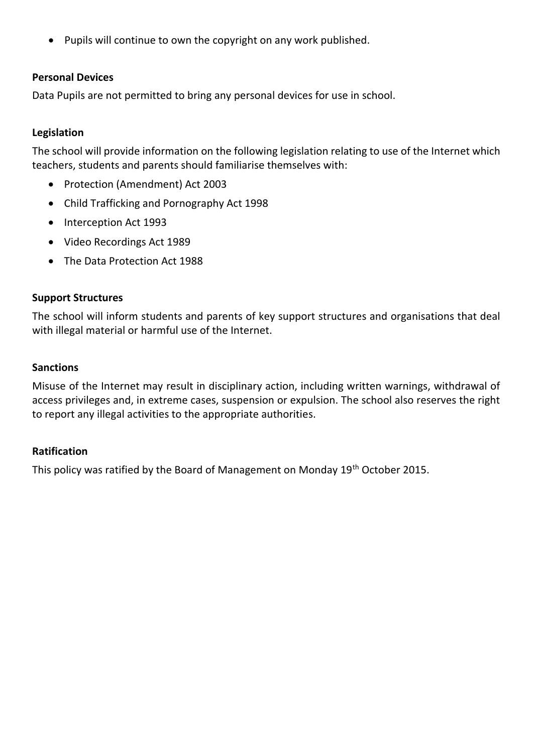- Pupils will continue to own the copyright on any work published.

**Personal Devices**

Data Pupils are not permitted to bring any personal devices for use in school.

**Legislation**

The school will provide information on the following legislation relating to use of the Internet which teachers, students and parents should familiarise themselves with:

- Protection (Amendment) Act 2003
- Child Trafficking and Pornography Act 1998
- Interception Act 1993
- Video Recordings Act 1989
- The Data Protection Act 1988

**Support Structures**

The school will inform students and parents of key support structures and organisations that deal with illegal material or harmful use of the Internet.

**Sanctions**

Misuse of the Internet may result in disciplinary action, including written warnings, withdrawal of access privileges and, in extreme cases, suspension or expulsion. The school also reserves the right to report any illegal activities to the appropriate authorities.

**Ratification**

This policy was ratified by the Board of Management on Monday 19th October 2015.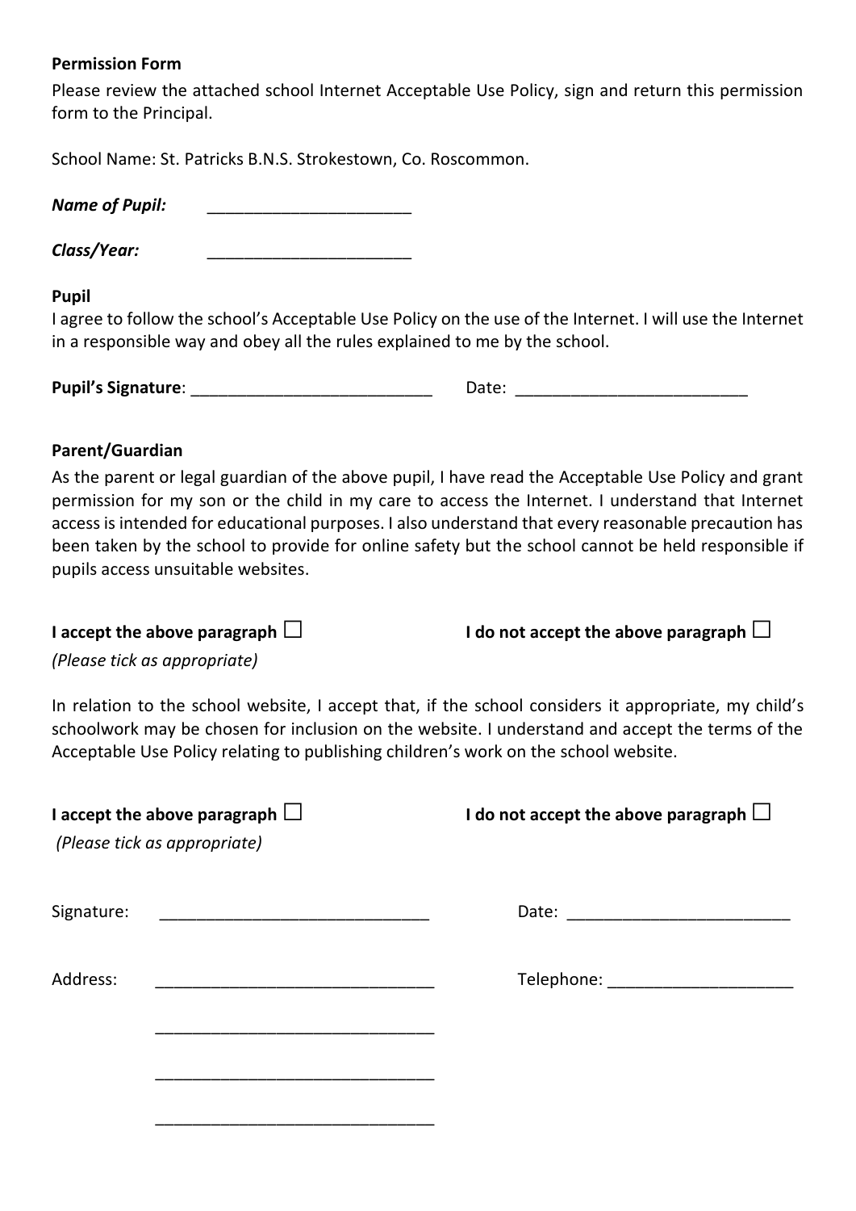**Permission Form**

Please review the attached school Internet Acceptable Use Policy, sign and return this permission form to the Principal.

School Name: St. Patricks B.N.S. Strokestown, Co. Roscommon.

***Name of Pupil:*** ______________________

***Class/Year:*** ______________________

**Pupil**

I agree to follow the school's Acceptable Use Policy on the use of the Internet. I will use the Internet in a responsible way and obey all the rules explained to me by the school.

**Pupil's Signature**: __________________________ Date: ________________________

**Parent/Guardian**

As the parent or legal guardian of the above pupil, I have read the Acceptable Use Policy and grant permission for my son or the child in my care to access the Internet. I understand that Internet access is intended for educational purposes. I also understand that every reasonable precaution has been taken by the school to provide for online safety but the school cannot be held responsible if pupils access unsuitable websites.

**I accept the above paragraph** ☐ **I do not accept the above paragraph** ☐

*(Please tick as appropriate)*

In relation to the school website, I accept that, if the school considers it appropriate, my child's schoolwork may be chosen for inclusion on the website. I understand and accept the terms of the Acceptable Use Policy relating to publishing children's work on the school website.

**I accept the above paragraph** ☐ **I do not accept the above paragraph** ☐

*(Please tick as appropriate)*

Signature: ____________________________ Date: ________________________

Address: ______________________________ Telephone: ____________________

______________________________

______________________________

______________________________